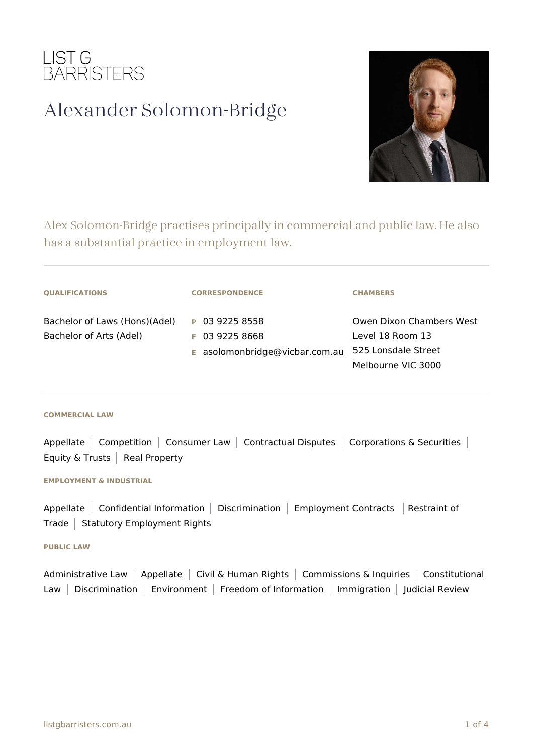LIST G
BARRISTERS

# Alexander Solomon-Bridge

Alex Solomon-Bridge practises principally in commercial and public law. He also has a substantial practice in employment law.

---

### QUALIFICATIONS

Bachelor of Laws (Hons)(Adel)
Bachelor of Arts (Adel)

### CORRESPONDENCE

**P** 03 9225 8558
**F** 03 9225 8668
**E** asolomonbridge@vicbar.com.au

### CHAMBERS

Owen Dixon Chambers West
Level 18 Room 13
525 Lonsdale Street
Melbourne VIC 3000

---

### COMMERCIAL LAW

Appellate | Competition | Consumer Law | Contractual Disputes | Corporations & Securities | Equity & Trusts | Real Property

### EMPLOYMENT & INDUSTRIAL

Appellate | Confidential Information | Discrimination | Employment Contracts | Restraint of Trade | Statutory Employment Rights

### PUBLIC LAW

Administrative Law | Appellate | Civil & Human Rights | Commissions & Inquiries | Constitutional Law | Discrimination | Environment | Freedom of Information | Immigration | Judicial Review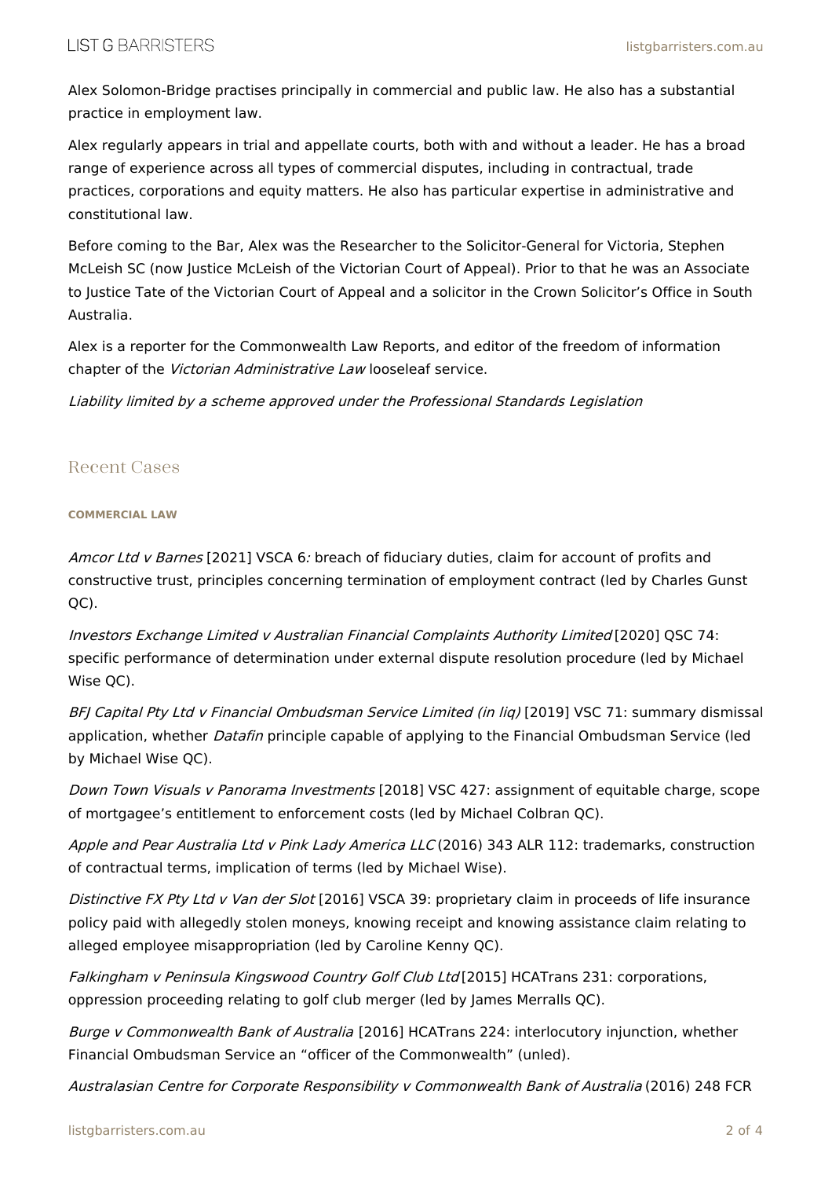Alex Solomon-Bridge practises principally in commercial and public law. He also has a substantial practice in employment law.

Alex regularly appears in trial and appellate courts, both with and without a leader. He has a broad range of experience across all types of commercial disputes, including in contractual, trade practices, corporations and equity matters. He also has particular expertise in administrative and constitutional law.

Before coming to the Bar, Alex was the Researcher to the Solicitor-General for Victoria, Stephen McLeish SC (now Justice McLeish of the Victorian Court of Appeal). Prior to that he was an Associate to Justice Tate of the Victorian Court of Appeal and a solicitor in the Crown Solicitor's Office in South Australia.

Alex is a reporter for the Commonwealth Law Reports, and editor of the freedom of information chapter of the *Victorian Administrative Law* looseleaf service.

*Liability limited by a scheme approved under the Professional Standards Legislation*

## Recent Cases

#### COMMERCIAL LAW

*Amcor Ltd v Barnes* [2021] VSCA 6*:* breach of fiduciary duties, claim for account of profits and constructive trust, principles concerning termination of employment contract (led by Charles Gunst QC).

*Investors Exchange Limited v Australian Financial Complaints Authority Limited* [2020] QSC 74: specific performance of determination under external dispute resolution procedure (led by Michael Wise QC).

*BFJ Capital Pty Ltd v Financial Ombudsman Service Limited (in liq)* [2019] VSC 71: summary dismissal application, whether *Datafin* principle capable of applying to the Financial Ombudsman Service (led by Michael Wise QC).

*Down Town Visuals v Panorama Investments* [2018] VSC 427: assignment of equitable charge, scope of mortgagee's entitlement to enforcement costs (led by Michael Colbran QC).

*Apple and Pear Australia Ltd v Pink Lady America LLC* (2016) 343 ALR 112: trademarks, construction of contractual terms, implication of terms (led by Michael Wise).

*Distinctive FX Pty Ltd v Van der Slot* [2016] VSCA 39: proprietary claim in proceeds of life insurance policy paid with allegedly stolen moneys, knowing receipt and knowing assistance claim relating to alleged employee misappropriation (led by Caroline Kenny QC).

*Falkingham v Peninsula Kingswood Country Golf Club Ltd* [2015] HCATrans 231: corporations, oppression proceeding relating to golf club merger (led by James Merralls QC).

*Burge v Commonwealth Bank of Australia* [2016] HCATrans 224: interlocutory injunction, whether Financial Ombudsman Service an "officer of the Commonwealth" (unled).

*Australasian Centre for Corporate Responsibility v Commonwealth Bank of Australia* (2016) 248 FCR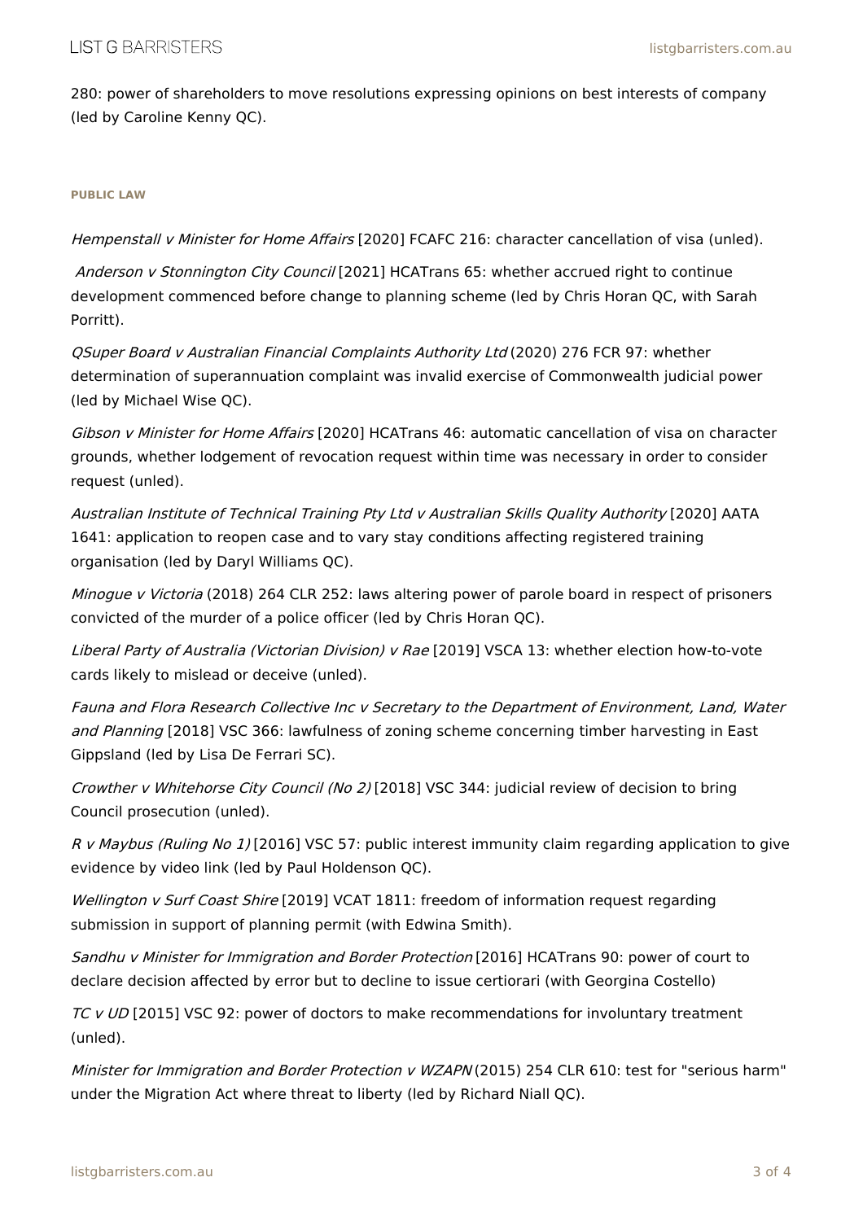280: power of shareholders to move resolutions expressing opinions on best interests of company (led by Caroline Kenny QC).

**PUBLIC LAW**

*Hempenstall v Minister for Home Affairs* [2020] FCAFC 216: character cancellation of visa (unled).

*Anderson v Stonnington City Council* [2021] HCATrans 65: whether accrued right to continue development commenced before change to planning scheme (led by Chris Horan QC, with Sarah Porritt).

*QSuper Board v Australian Financial Complaints Authority Ltd* (2020) 276 FCR 97: whether determination of superannuation complaint was invalid exercise of Commonwealth judicial power (led by Michael Wise QC).

*Gibson v Minister for Home Affairs* [2020] HCATrans 46: automatic cancellation of visa on character grounds, whether lodgement of revocation request within time was necessary in order to consider request (unled).

*Australian Institute of Technical Training Pty Ltd v Australian Skills Quality Authority* [2020] AATA 1641: application to reopen case and to vary stay conditions affecting registered training organisation (led by Daryl Williams QC).

*Minogue v Victoria* (2018) 264 CLR 252: laws altering power of parole board in respect of prisoners convicted of the murder of a police officer (led by Chris Horan QC).

*Liberal Party of Australia (Victorian Division) v Rae* [2019] VSCA 13: whether election how-to-vote cards likely to mislead or deceive (unled).

*Fauna and Flora Research Collective Inc v Secretary to the Department of Environment, Land, Water and Planning* [2018] VSC 366: lawfulness of zoning scheme concerning timber harvesting in East Gippsland (led by Lisa De Ferrari SC).

*Crowther v Whitehorse City Council (No 2)* [2018] VSC 344: judicial review of decision to bring Council prosecution (unled).

*R v Maybus (Ruling No 1)* [2016] VSC 57: public interest immunity claim regarding application to give evidence by video link (led by Paul Holdenson QC).

*Wellington v Surf Coast Shire* [2019] VCAT 1811: freedom of information request regarding submission in support of planning permit (with Edwina Smith).

*Sandhu v Minister for Immigration and Border Protection* [2016] HCATrans 90: power of court to declare decision affected by error but to decline to issue certiorari (with Georgina Costello)

*TC v UD* [2015] VSC 92: power of doctors to make recommendations for involuntary treatment (unled).

*Minister for Immigration and Border Protection v WZAPN* (2015) 254 CLR 610: test for "serious harm" under the Migration Act where threat to liberty (led by Richard Niall QC).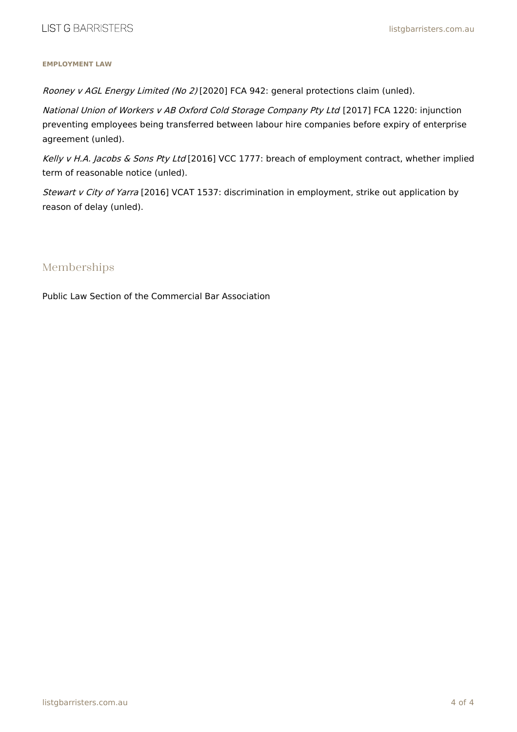**EMPLOYMENT LAW**

*Rooney v AGL Energy Limited (No 2)* [2020] FCA 942: general protections claim (unled).

*National Union of Workers v AB Oxford Cold Storage Company Pty Ltd* [2017] FCA 1220: injunction preventing employees being transferred between labour hire companies before expiry of enterprise agreement (unled).

*Kelly v H.A. Jacobs & Sons Pty Ltd* [2016] VCC 1777: breach of employment contract, whether implied term of reasonable notice (unled).

*Stewart v City of Yarra* [2016] VCAT 1537: discrimination in employment, strike out application by reason of delay (unled).

## Memberships

Public Law Section of the Commercial Bar Association